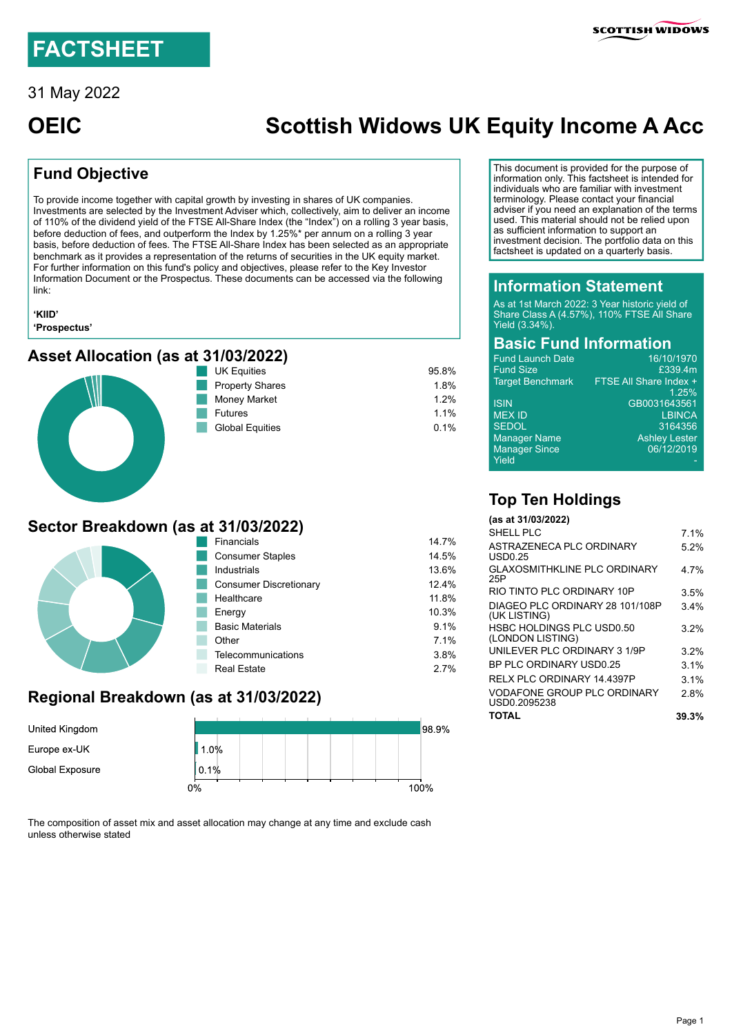# FACTSHEET

31 May 2022

# OEIC

# Scottish Widows UK Equity Income A Acc

## Fund Objective

To provide income together with capital growth by investing in shares of UK companies. Investments are selected by the Investment Adviser which, collectively, aim to deliver an income of 110% of the dividend yield of the FTSE All-Share Index (the "Index") on a rolling 3 year basis, before deduction of fees, and outperform the Index by 1.25%* per annum on a rolling 3 year basis, before deduction of fees. The FTSE All-Share Index has been selected as an appropriate benchmark as it provides a representation of the returns of securities in the UK equity market. For further information on this fund's policy and objectives, please refer to the Key Investor Information Document or the Prospectus. These documents can be accessed via the following link:

**'KIID'**
**'Prospectus'**

This document is provided for the purpose of information only. This factsheet is intended for individuals who are familiar with investment terminology. Please contact your financial adviser if you need an explanation of the terms used. This material should not be relied upon as sufficient information to support an investment decision. The portfolio data on this factsheet is updated on a quarterly basis.

## Information Statement

As at 1st March 2022: 3 Year historic yield of Share Class A (4.57%), 110% FTSE All Share Yield (3.34%).

## Basic Fund Information

| | |
|---|---|
| Fund Launch Date | 16/10/1970 |
| Fund Size | £339.4m |
| Target Benchmark | FTSE All Share Index + 1.25% |
| ISIN | GB0031643561 |
| MEX ID | LBINCA |
| SEDOL | 3164356 |
| Manager Name | Ashley Lester |
| Manager Since | 06/12/2019 |
| Yield | - |

## Asset Allocation (as at 31/03/2022)

| Asset | % |
|---|---|
| UK Equities | 95.8% |
| Property Shares | 1.8% |
| Money Market | 1.2% |
| Futures | 1.1% |
| Global Equities | 0.1% |

## Sector Breakdown (as at 31/03/2022)

| Sector | % |
|---|---|
| Financials | 14.7% |
| Consumer Staples | 14.5% |
| Industrials | 13.6% |
| Consumer Discretionary | 12.4% |
| Healthcare | 11.8% |
| Energy | 10.3% |
| Basic Materials | 9.1% |
| Other | 7.1% |
| Telecommunications | 3.8% |
| Real Estate | 2.7% |

## Regional Breakdown (as at 31/03/2022)

| Region | % |
|---|---|
| United Kingdom | 98.9% |
| Europe ex-UK | 1.0% |
| Global Exposure | 0.1% |

The composition of asset mix and asset allocation may change at any time and exclude cash unless otherwise stated

## Top Ten Holdings

**(as at 31/03/2022)**

| Holding | % |
|---|---|
| SHELL PLC | 7.1% |
| ASTRAZENECA PLC ORDINARY USD0.25 | 5.2% |
| GLAXOSMITHKLINE PLC ORDINARY 25P | 4.7% |
| RIO TINTO PLC ORDINARY 10P | 3.5% |
| DIAGEO PLC ORDINARY 28 101/108P (UK LISTING) | 3.4% |
| HSBC HOLDINGS PLC USD0.50 (LONDON LISTING) | 3.2% |
| UNILEVER PLC ORDINARY 3 1/9P | 3.2% |
| BP PLC ORDINARY USD0.25 | 3.1% |
| RELX PLC ORDINARY 14.4397P | 3.1% |
| VODAFONE GROUP PLC ORDINARY USD0.2095238 | 2.8% |
| **TOTAL** | **39.3%** |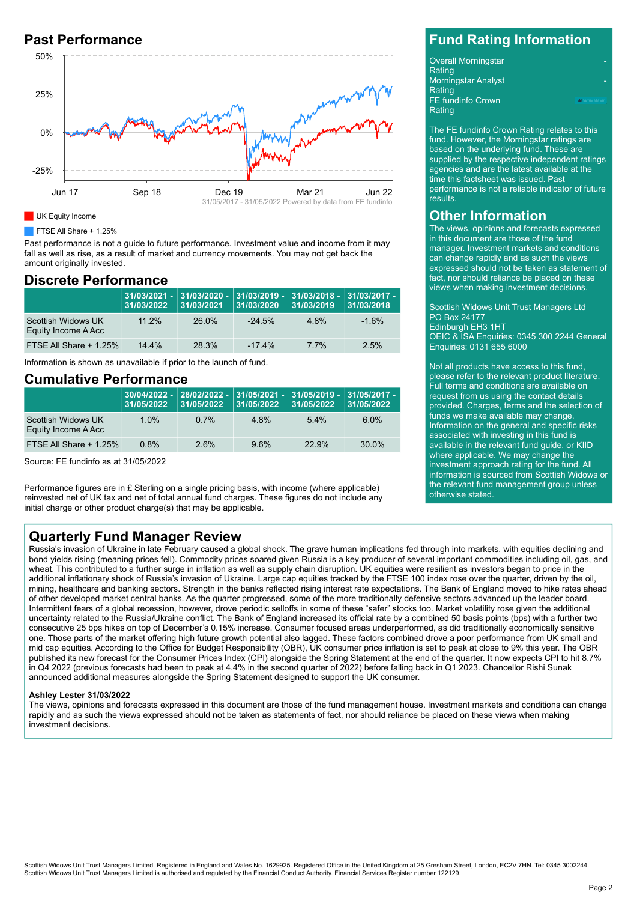## Past Performance

50%
25%
0%
-25%

Jun 17
Sep 18
Dec 19
Mar 21
Jun 22

31/05/2017 - 31/05/2022 Powered by data from FE fundinfo

UK Equity Income

FTSE All Share + 1.25%

Past performance is not a guide to future performance. Investment value and income from it may fall as well as rise, as a result of market and currency movements. You may not get back the amount originally invested.

## Discrete Performance

| | 31/03/2021 - 31/03/2022 | 31/03/2020 - 31/03/2021 | 31/03/2019 - 31/03/2020 | 31/03/2018 - 31/03/2019 | 31/03/2017 - 31/03/2018 |
|---|---|---|---|---|---|
| Scottish Widows UK Equity Income A Acc | 11.2% | 26.0% | -24.5% | 4.8% | -1.6% |
| FTSE All Share + 1.25% | 14.4% | 28.3% | -17.4% | 7.7% | 2.5% |

Information is shown as unavailable if prior to the launch of fund.

## Cumulative Performance

| | 30/04/2022 - 31/05/2022 | 28/02/2022 - 31/05/2022 | 31/05/2021 - 31/05/2022 | 31/05/2019 - 31/05/2022 | 31/05/2017 - 31/05/2022 |
|---|---|---|---|---|---|
| Scottish Widows UK Equity Income A Acc | 1.0% | 0.7% | 4.8% | 5.4% | 6.0% |
| FTSE All Share + 1.25% | 0.8% | 2.6% | 9.6% | 22.9% | 30.0% |

Source: FE fundinfo as at 31/05/2022

Performance figures are in £ Sterling on a single pricing basis, with income (where applicable) reinvested net of UK tax and net of total annual fund charges. These figures do not include any initial charge or other product charge(s) that may be applicable.

## Fund Rating Information

Overall Morningstar Rating -

Morningstar Analyst Rating -

FE fundinfo Crown Rating

The FE fundinfo Crown Rating relates to this fund. However, the Morningstar ratings are based on the underlying fund. These are supplied by the respective independent ratings agencies and are the latest available at the time this factsheet was issued. Past performance is not a reliable indicator of future results.

## Other Information

The views, opinions and forecasts expressed in this document are those of the fund manager. Investment markets and conditions can change rapidly and as such the views expressed should not be taken as statement of fact, nor should reliance be placed on these views when making investment decisions.

Scottish Widows Unit Trust Managers Ltd
PO Box 24177
Edinburgh EH3 1HT
OEIC & ISA Enquiries: 0345 300 2244 General Enquiries: 0131 655 6000

Not all products have access to this fund, please refer to the relevant product literature. Full terms and conditions are available on request from us using the contact details provided. Charges, terms and the selection of funds we make available may change. Information on the general and specific risks associated with investing in this fund is available in the relevant fund guide, or KIID where applicable. We may change the investment approach rating for the fund. All information is sourced from Scottish Widows or the relevant fund management group unless otherwise stated.

## Quarterly Fund Manager Review

Russia's invasion of Ukraine in late February caused a global shock. The grave human implications fed through into markets, with equities declining and bond yields rising (meaning prices fell). Commodity prices soared given Russia is a key producer of several important commodities including oil, gas, and wheat. This contributed to a further surge in inflation as well as supply chain disruption. UK equities were resilient as investors began to price in the additional inflationary shock of Russia's invasion of Ukraine. Large cap equities tracked by the FTSE 100 index rose over the quarter, driven by the oil, mining, healthcare and banking sectors. Strength in the banks reflected rising interest rate expectations. The Bank of England moved to hike rates ahead of other developed market central banks. As the quarter progressed, some of the more traditionally defensive sectors advanced up the leader board. Intermittent fears of a global recession, however, drove periodic selloffs in some of these "safer" stocks too. Market volatility rose given the additional uncertainty related to the Russia/Ukraine conflict. The Bank of England increased its official rate by a combined 50 basis points (bps) with a further two consecutive 25 bps hikes on top of December's 0.15% increase. Consumer focused areas underperformed, as did traditionally economically sensitive one. Those parts of the market offering high future growth potential also lagged. These factors combined drove a poor performance from UK small and mid cap equities. According to the Office for Budget Responsibility (OBR), UK consumer price inflation is set to peak at close to 9% this year. The OBR published its new forecast for the Consumer Prices Index (CPI) alongside the Spring Statement at the end of the quarter. It now expects CPI to hit 8.7% in Q4 2022 (previous forecasts had been to peak at 4.4% in the second quarter of 2022) before falling back in Q1 2023. Chancellor Rishi Sunak announced additional measures alongside the Spring Statement designed to support the UK consumer.

**Ashley Lester 31/03/2022**

The views, opinions and forecasts expressed in this document are those of the fund management house. Investment markets and conditions can change rapidly and as such the views expressed should not be taken as statements of fact, nor should reliance be placed on these views when making investment decisions.

Scottish Widows Unit Trust Managers Limited. Registered in England and Wales No. 1629925. Registered Office in the United Kingdom at 25 Gresham Street, London, EC2V 7HN. Tel: 0345 3002244. Scottish Widows Unit Trust Managers Limited is authorised and regulated by the Financial Conduct Authority. Financial Services Register number 122129.